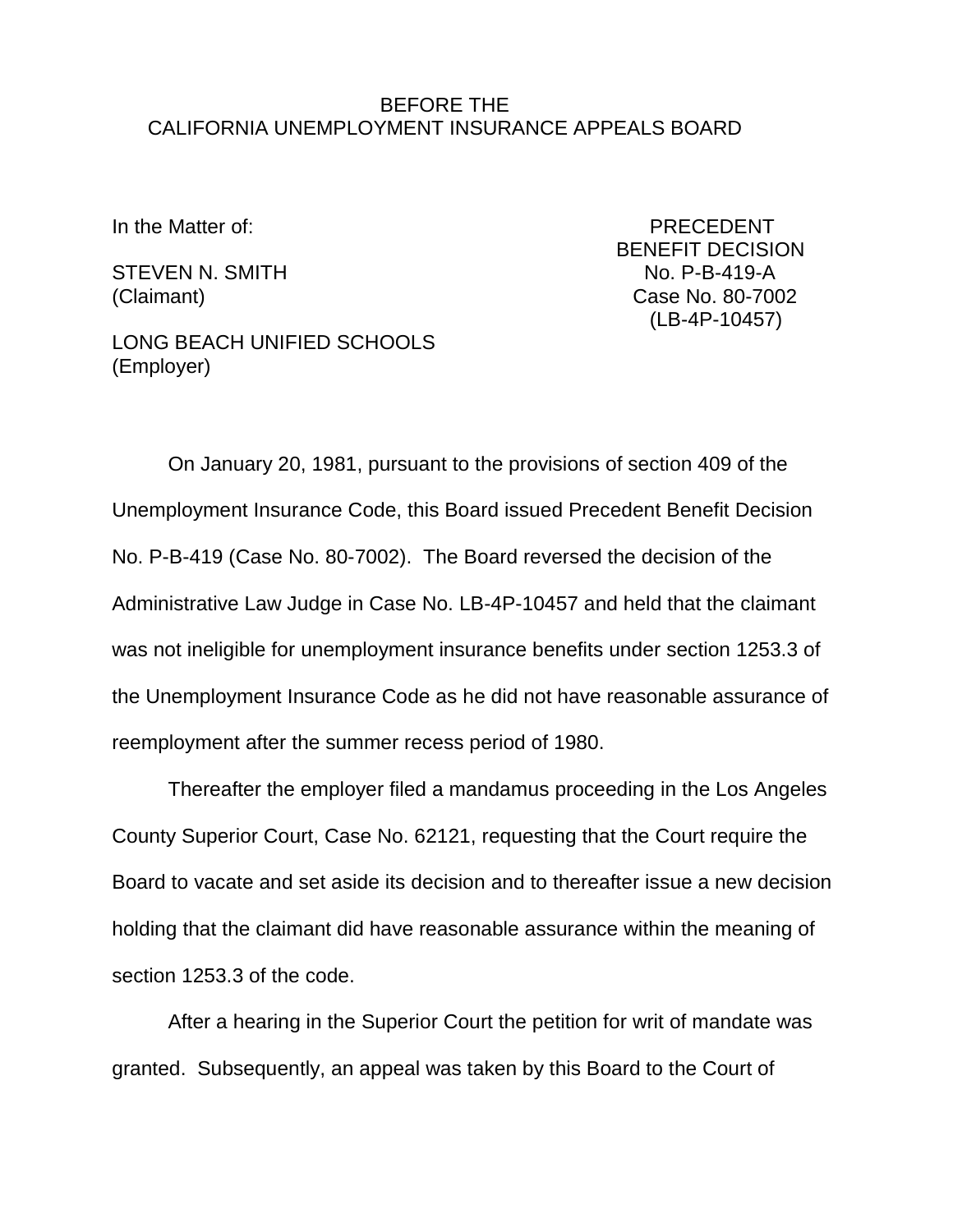BEFORE THE
CALIFORNIA UNEMPLOYMENT INSURANCE APPEALS BOARD

In the Matter of:

STEVEN N. SMITH
(Claimant)

LONG BEACH UNIFIED SCHOOLS
(Employer)

PRECEDENT
BENEFIT DECISION
No. P-B-419-A
Case No. 80-7002
(LB-4P-10457)

On January 20, 1981, pursuant to the provisions of section 409 of the Unemployment Insurance Code, this Board issued Precedent Benefit Decision No. P-B-419 (Case No. 80-7002). The Board reversed the decision of the Administrative Law Judge in Case No. LB-4P-10457 and held that the claimant was not ineligible for unemployment insurance benefits under section 1253.3 of the Unemployment Insurance Code as he did not have reasonable assurance of reemployment after the summer recess period of 1980.

Thereafter the employer filed a mandamus proceeding in the Los Angeles County Superior Court, Case No. 62121, requesting that the Court require the Board to vacate and set aside its decision and to thereafter issue a new decision holding that the claimant did have reasonable assurance within the meaning of section 1253.3 of the code.

After a hearing in the Superior Court the petition for writ of mandate was granted. Subsequently, an appeal was taken by this Board to the Court of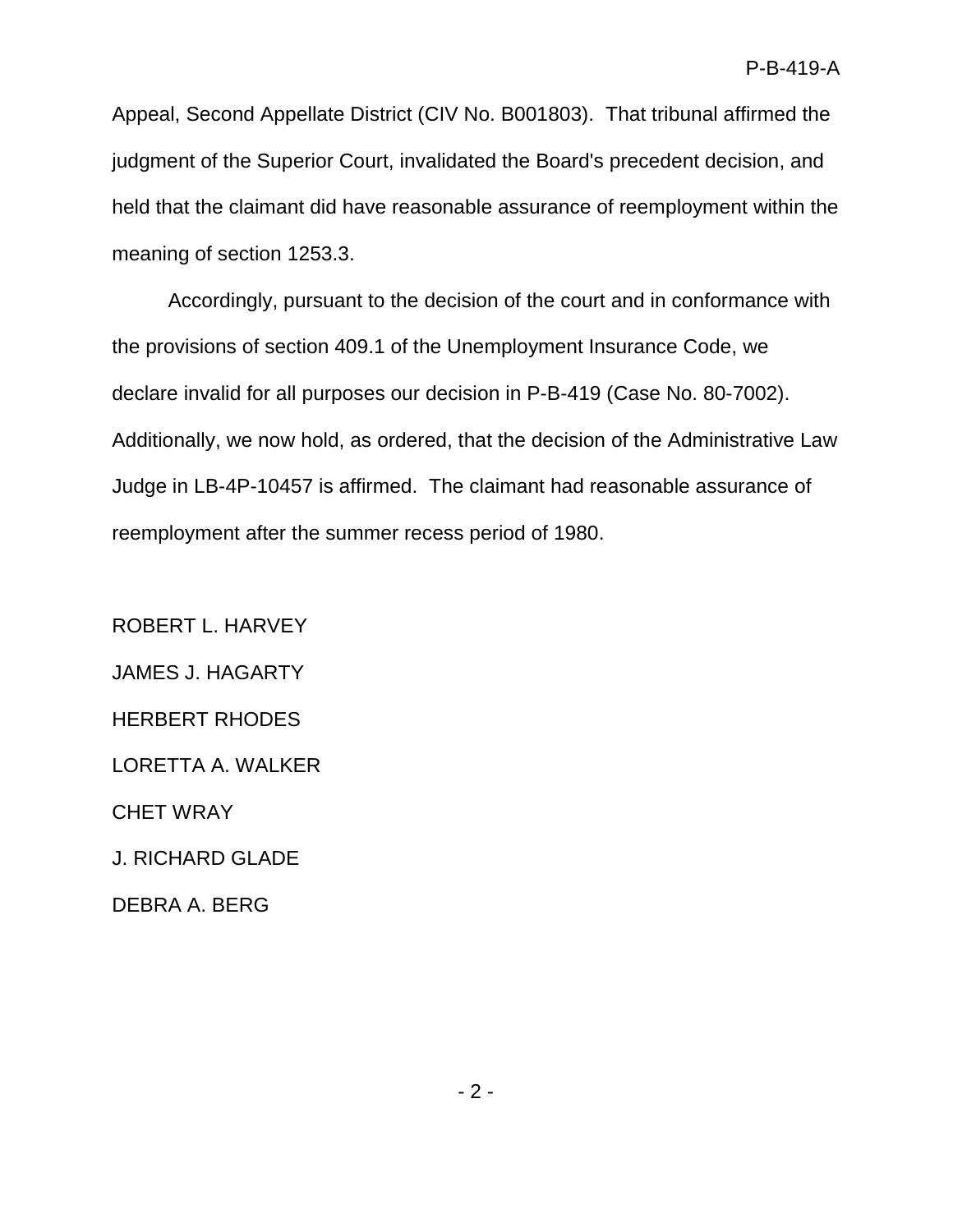Appeal, Second Appellate District (CIV No. B001803). That tribunal affirmed the judgment of the Superior Court, invalidated the Board's precedent decision, and held that the claimant did have reasonable assurance of reemployment within the meaning of section 1253.3.

Accordingly, pursuant to the decision of the court and in conformance with the provisions of section 409.1 of the Unemployment Insurance Code, we declare invalid for all purposes our decision in P-B-419 (Case No. 80-7002). Additionally, we now hold, as ordered, that the decision of the Administrative Law Judge in LB-4P-10457 is affirmed. The claimant had reasonable assurance of reemployment after the summer recess period of 1980.

ROBERT L. HARVEY

JAMES J. HAGARTY

HERBERT RHODES

LORETTA A. WALKER

CHET WRAY

J. RICHARD GLADE

DEBRA A. BERG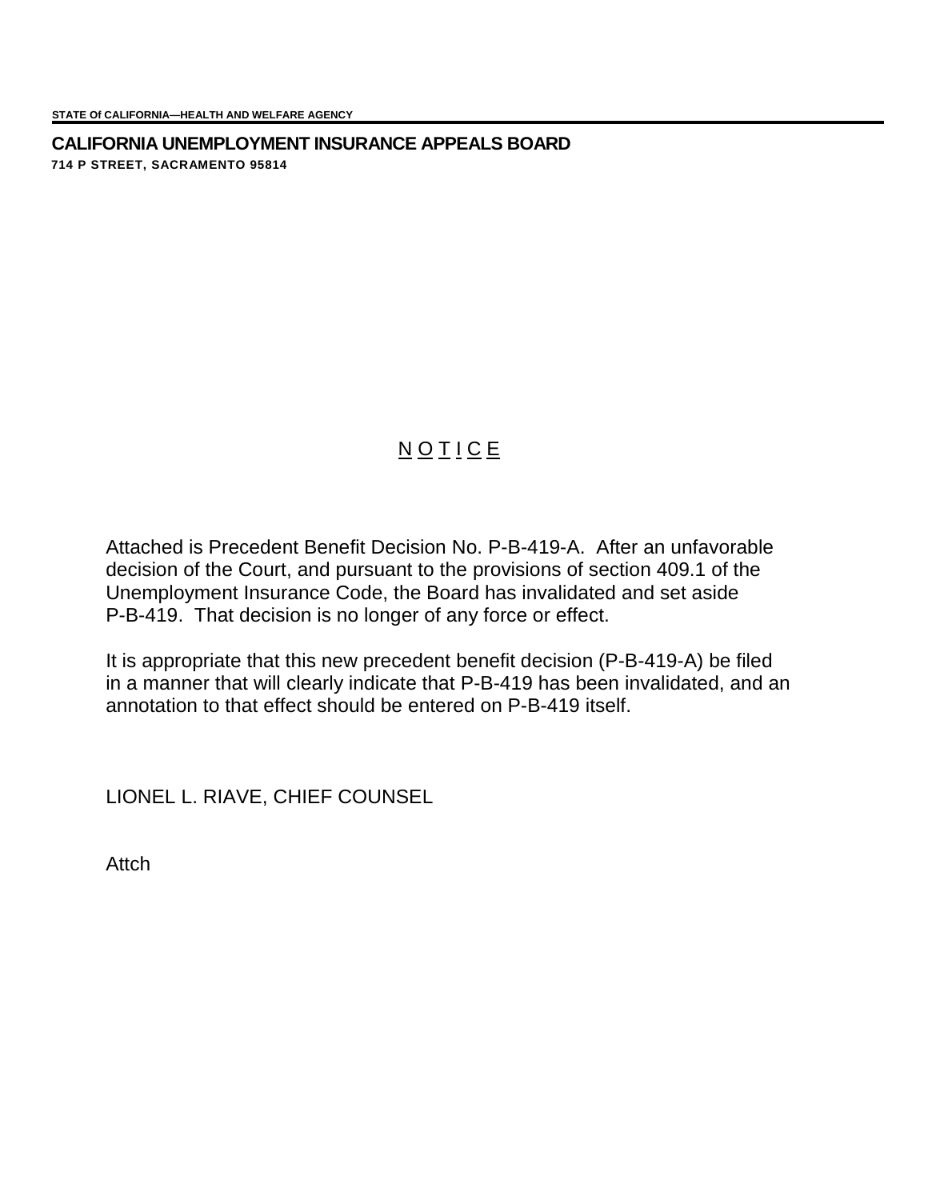STATE Of CALIFORNIA—HEALTH AND WELFARE AGENCY

**CALIFORNIA UNEMPLOYMENT INSURANCE APPEALS BOARD**

**714 P STREET, SACRAMENTO 95814**

# N O T I C E

Attached is Precedent Benefit Decision No. P-B-419-A. After an unfavorable decision of the Court, and pursuant to the provisions of section 409.1 of the Unemployment Insurance Code, the Board has invalidated and set aside P-B-419. That decision is no longer of any force or effect.

It is appropriate that this new precedent benefit decision (P-B-419-A) be filed in a manner that will clearly indicate that P-B-419 has been invalidated, and an annotation to that effect should be entered on P-B-419 itself.

LIONEL L. RIAVE, CHIEF COUNSEL

Attch